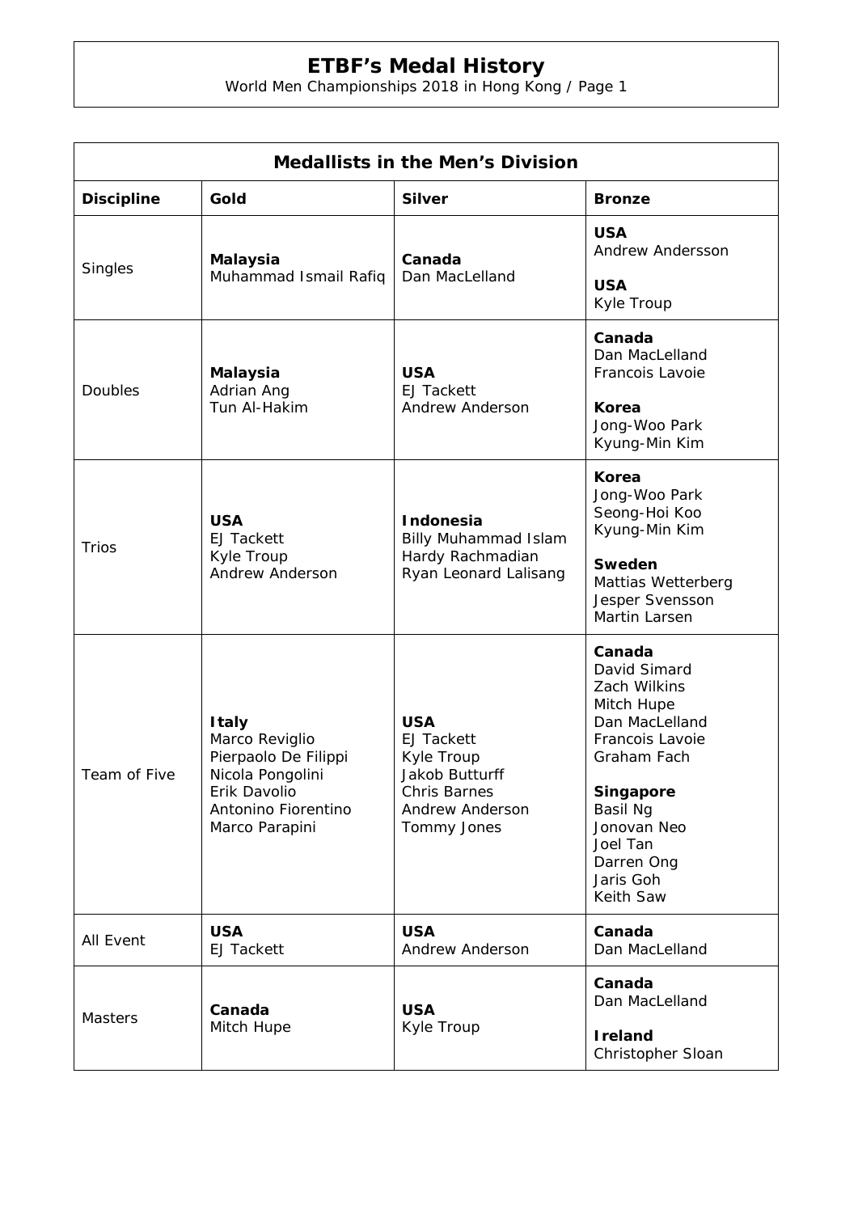# ETBF's Medal History

World Men Championships 2018 in Hong Kong / Page 1

| Medallists in the Men's Division | | | |
|---|---|---|---|
| **Discipline** | **Gold** | **Silver** | **Bronze** |
| Singles | **Malaysia**<br>Muhammad Ismail Rafiq | **Canada**<br>Dan MacLelland | **USA**<br>Andrew Andersson<br><br>**USA**<br>Kyle Troup |
| Doubles | **Malaysia**<br>Adrian Ang<br>Tun Al-Hakim | **USA**<br>EJ Tackett<br>Andrew Anderson | **Canada**<br>Dan MacLelland<br>Francois Lavoie<br><br>**Korea**<br>Jong-Woo Park<br>Kyung-Min Kim |
| Trios | **USA**<br>EJ Tackett<br>Kyle Troup<br>Andrew Anderson | **Indonesia**<br>Billy Muhammad Islam<br>Hardy Rachmadian<br>Ryan Leonard Lalisang | **Korea**<br>Jong-Woo Park<br>Seong-Hoi Koo<br>Kyung-Min Kim<br><br>**Sweden**<br>Mattias Wetterberg<br>Jesper Svensson<br>Martin Larsen |
| Team of Five | **Italy**<br>Marco Reviglio<br>Pierpaolo De Filippi<br>Nicola Pongolini<br>Erik Davolio<br>Antonino Fiorentino<br>Marco Parapini | **USA**<br>EJ Tackett<br>Kyle Troup<br>Jakob Butturff<br>Chris Barnes<br>Andrew Anderson<br>Tommy Jones | **Canada**<br>David Simard<br>Zach Wilkins<br>Mitch Hupe<br>Dan MacLelland<br>Francois Lavoie<br>Graham Fach<br><br>**Singapore**<br>Basil Ng<br>Jonovan Neo<br>Joel Tan<br>Darren Ong<br>Jaris Goh<br>Keith Saw |
| All Event | **USA**<br>EJ Tackett | **USA**<br>Andrew Anderson | **Canada**<br>Dan MacLelland |
| Masters | **Canada**<br>Mitch Hupe | **USA**<br>Kyle Troup | **Canada**<br>Dan MacLelland<br><br>**Ireland**<br>Christopher Sloan |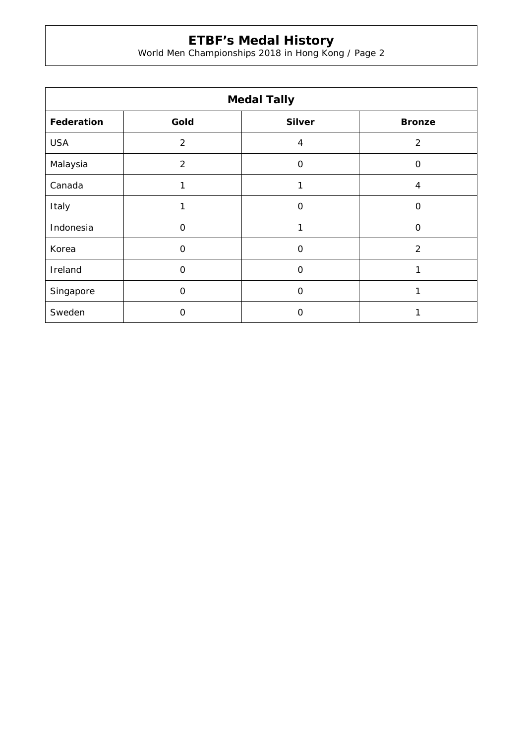# ETBF's Medal History

World Men Championships 2018 in Hong Kong / Page 2

| Medal Tally | | | |
|---|---|---|---|
| **Federation** | **Gold** | **Silver** | **Bronze** |
| USA | 2 | 4 | 2 |
| Malaysia | 2 | 0 | 0 |
| Canada | 1 | 1 | 4 |
| Italy | 1 | 0 | 0 |
| Indonesia | 0 | 1 | 0 |
| Korea | 0 | 0 | 2 |
| Ireland | 0 | 0 | 1 |
| Singapore | 0 | 0 | 1 |
| Sweden | 0 | 0 | 1 |